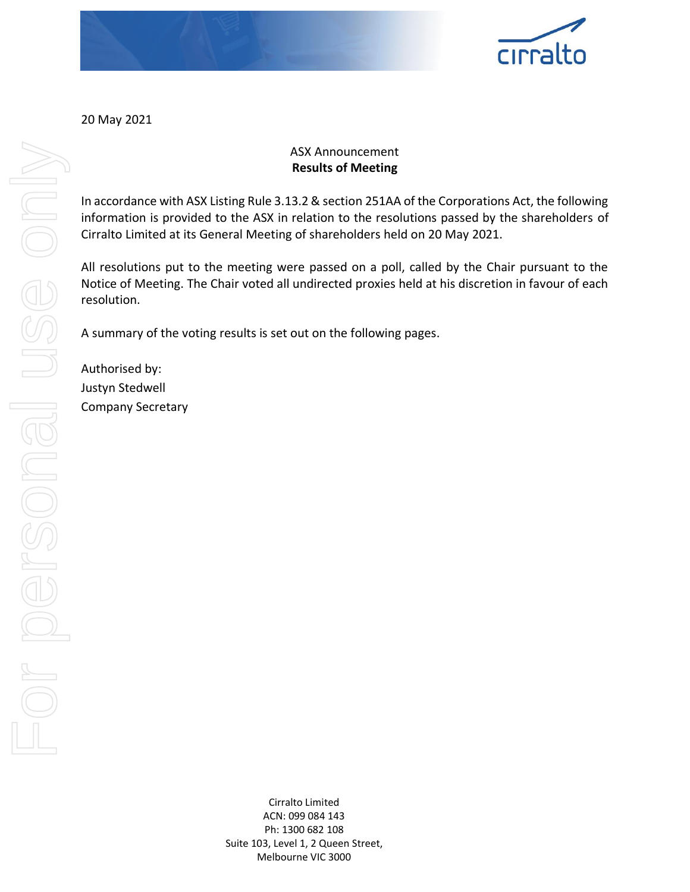20 May 2021

ASX Announcement
**Results of Meeting**

In accordance with ASX Listing Rule 3.13.2 & section 251AA of the Corporations Act, the following information is provided to the ASX in relation to the resolutions passed by the shareholders of Cirralto Limited at its General Meeting of shareholders held on 20 May 2021.

All resolutions put to the meeting were passed on a poll, called by the Chair pursuant to the Notice of Meeting. The Chair voted all undirected proxies held at his discretion in favour of each resolution.

A summary of the voting results is set out on the following pages.

Authorised by:
Justyn Stedwell
Company Secretary

Cirralto Limited
ACN: 099 084 143
Ph: 1300 682 108
Suite 103, Level 1, 2 Queen Street,
Melbourne VIC 3000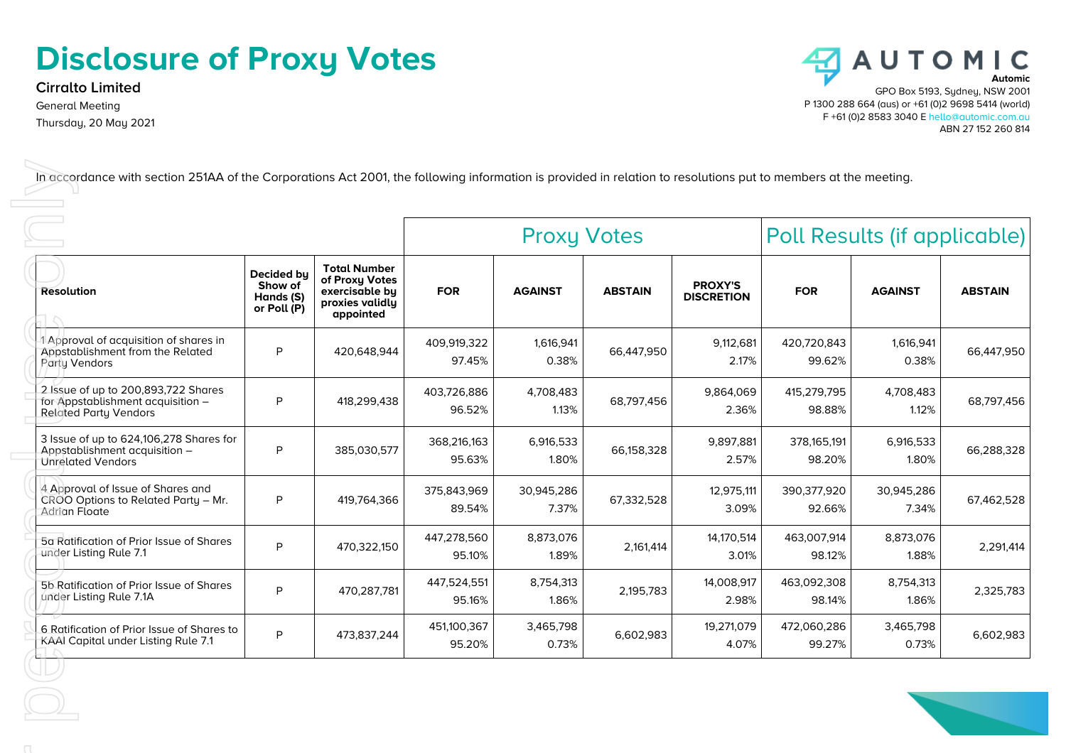# Disclosure of Proxy Votes

**Cirralto Limited**

General Meeting

Thursday, 20 May 2021

**Automic**

GPO Box 5193, Sydney, NSW 2001

P 1300 288 664 (aus) or +61 (0)2 9698 5414 (world)

F +61 (0)2 8583 3040 E hello@automic.com.au

ABN 27 152 260 814

In accordance with section 251AA of the Corporations Act 2001, the following information is provided in relation to resolutions put to members at the meeting.

| | | | Proxy Votes | | | | Poll Results (if applicable) | | |
|---|---|---|---|---|---|---|---|---|---|
| **Resolution** | **Decided by Show of Hands (S) or Poll (P)** | **Total Number of Proxy Votes exercisable by proxies validly appointed** | **FOR** | **AGAINST** | **ABSTAIN** | **PROXY'S DISCRETION** | **FOR** | **AGAINST** | **ABSTAIN** |
| 1 Approval of acquisition of shares in Appstablishment from the Related Party Vendors | P | 420,648,944 | 409,919,322 97.45% | 1,616,941 0.38% | 66,447,950 | 9,112,681 2.17% | 420,720,843 99.62% | 1,616,941 0.38% | 66,447,950 |
| 2 Issue of up to 200,893,722 Shares for Appstablishment acquisition – Related Party Vendors | P | 418,299,438 | 403,726,886 96.52% | 4,708,483 1.13% | 68,797,456 | 9,864,069 2.36% | 415,279,795 98.88% | 4,708,483 1.12% | 68,797,456 |
| 3 Issue of up to 624,106,278 Shares for Appstablishment acquisition – Unrelated Vendors | P | 385,030,577 | 368,216,163 95.63% | 6,916,533 1.80% | 66,158,328 | 9,897,881 2.57% | 378,165,191 98.20% | 6,916,533 1.80% | 66,288,328 |
| 4 Approval of Issue of Shares and CROO Options to Related Party – Mr. Adrian Floate | P | 419,764,366 | 375,843,969 89.54% | 30,945,286 7.37% | 67,332,528 | 12,975,111 3.09% | 390,377,920 92.66% | 30,945,286 7.34% | 67,462,528 |
| 5a Ratification of Prior Issue of Shares under Listing Rule 7.1 | P | 470,322,150 | 447,278,560 95.10% | 8,873,076 1.89% | 2,161,414 | 14,170,514 3.01% | 463,007,914 98.12% | 8,873,076 1.88% | 2,291,414 |
| 5b Ratification of Prior Issue of Shares under Listing Rule 7.1A | P | 470,287,781 | 447,524,551 95.16% | 8,754,313 1.86% | 2,195,783 | 14,008,917 2.98% | 463,092,308 98.14% | 8,754,313 1.86% | 2,325,783 |
| 6 Ratification of Prior Issue of Shares to KAAI Capital under Listing Rule 7.1 | P | 473,837,244 | 451,100,367 95.20% | 3,465,798 0.73% | 6,602,983 | 19,271,079 4.07% | 472,060,286 99.27% | 3,465,798 0.73% | 6,602,983 |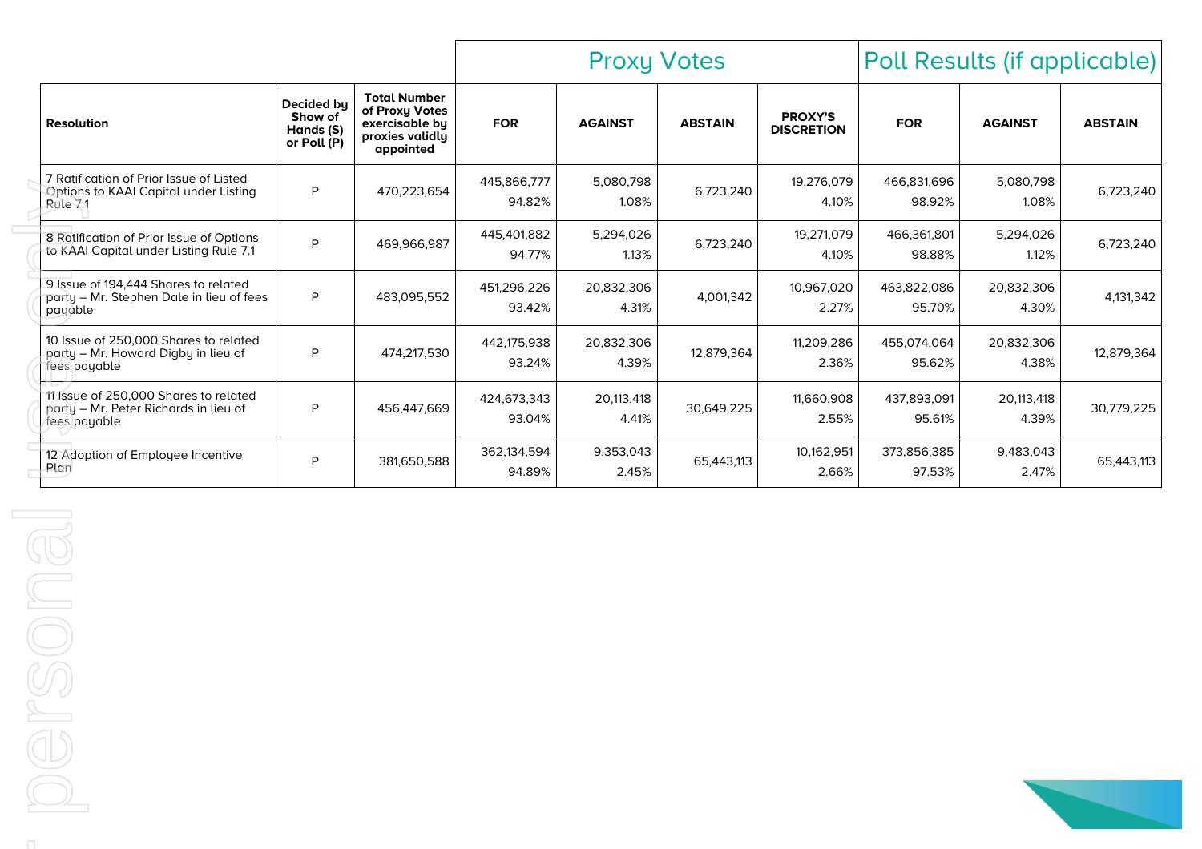| Resolution | Decided by Show of Hands (S) or Poll (P) | Total Number of Proxy Votes exercisable by proxies validly appointed | Proxy Votes | | | | Poll Results (if applicable) | | |
|---|---|---|---|---|---|---|---|---|---|
| | | | FOR | AGAINST | ABSTAIN | PROXY'S DISCRETION | FOR | AGAINST | ABSTAIN |
| 7 Ratification of Prior Issue of Listed Options to KAAI Capital under Listing Rule 7.1 | P | 470,223,654 | 445,866,777 94.82% | 5,080,798 1.08% | 6,723,240 | 19,276,079 4.10% | 466,831,696 98.92% | 5,080,798 1.08% | 6,723,240 |
| 8 Ratification of Prior Issue of Options to KAAI Capital under Listing Rule 7.1 | P | 469,966,987 | 445,401,882 94.77% | 5,294,026 1.13% | 6,723,240 | 19,271,079 4.10% | 466,361,801 98.88% | 5,294,026 1.12% | 6,723,240 |
| 9 Issue of 194,444 Shares to related party – Mr. Stephen Dale in lieu of fees payable | P | 483,095,552 | 451,296,226 93.42% | 20,832,306 4.31% | 4,001,342 | 10,967,020 2.27% | 463,822,086 95.70% | 20,832,306 4.30% | 4,131,342 |
| 10 Issue of 250,000 Shares to related party – Mr. Howard Digby in lieu of fees payable | P | 474,217,530 | 442,175,938 93.24% | 20,832,306 4.39% | 12,879,364 | 11,209,286 2.36% | 455,074,064 95.62% | 20,832,306 4.38% | 12,879,364 |
| 11 Issue of 250,000 Shares to related party – Mr. Peter Richards in lieu of fees payable | P | 456,447,669 | 424,673,343 93.04% | 20,113,418 4.41% | 30,649,225 | 11,660,908 2.55% | 437,893,091 95.61% | 20,113,418 4.39% | 30,779,225 |
| 12 Adoption of Employee Incentive Plan | P | 381,650,588 | 362,134,594 94.89% | 9,353,043 2.45% | 65,443,113 | 10,162,951 2.66% | 373,856,385 97.53% | 9,483,043 2.47% | 65,443,113 |